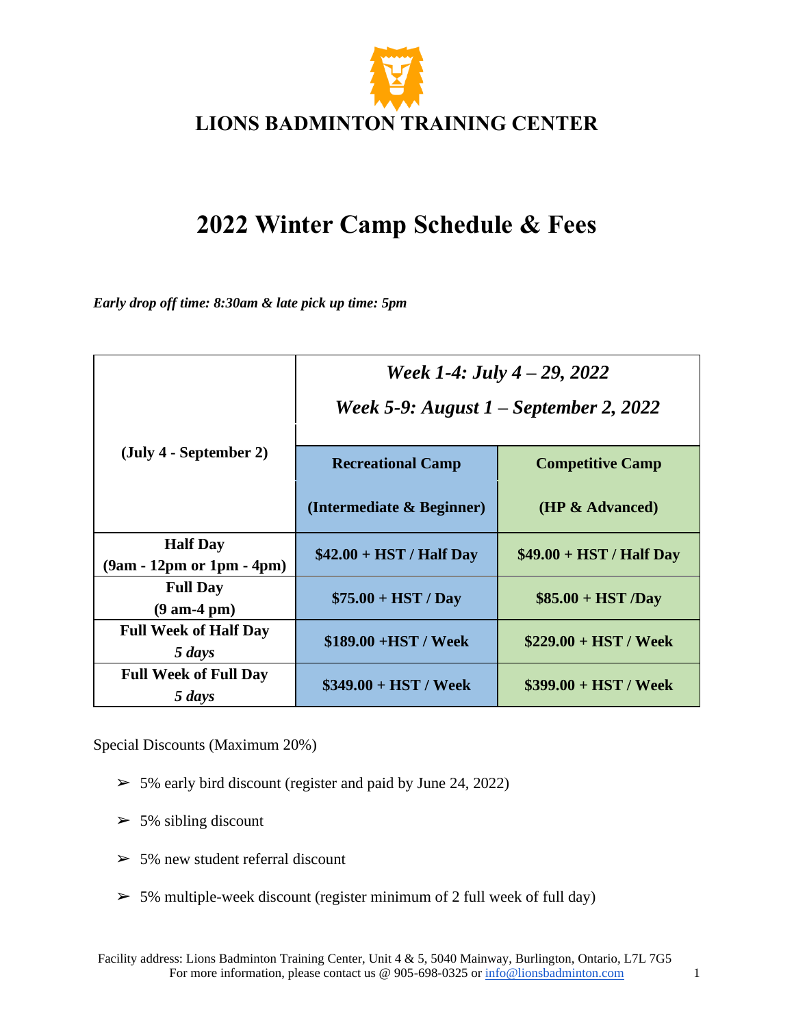# LIONS BADMINTON TRAINING CENTER

# 2022 Winter Camp Schedule & Fees

***Early drop off time: 8:30am & late pick up time: 5pm***

| (July 4 - September 2) | *Week 1-4: July 4 – 29, 2022*<br>*Week 5-9: August 1 – September 2, 2022* | |
|---|---|---|
| | **Recreational Camp**<br>**(Intermediate & Beginner)** | **Competitive Camp**<br>**(HP & Advanced)** |
| **Half Day**<br>**(9am - 12pm or 1pm - 4pm)** | **$42.00 + HST / Half Day** | **$49.00 + HST / Half Day** |
| **Full Day**<br>**(9 am-4 pm)** | **$75.00 + HST / Day** | **$85.00 + HST /Day** |
| **Full Week of Half Day**<br>***5 days*** | **$189.00 +HST / Week** | **$229.00 + HST / Week** |
| **Full Week of Full Day**<br>***5 days*** | **$349.00 + HST / Week** | **$399.00 + HST / Week** |

Special Discounts (Maximum 20%)

- 5% early bird discount (register and paid by June 24, 2022)
- 5% sibling discount
- 5% new student referral discount
- 5% multiple-week discount (register minimum of 2 full week of full day)

Facility address: Lions Badminton Training Center, Unit 4 & 5, 5040 Mainway, Burlington, Ontario, L7L 7G5
For more information, please contact us @ 905-698-0325 or info@lionsbadminton.com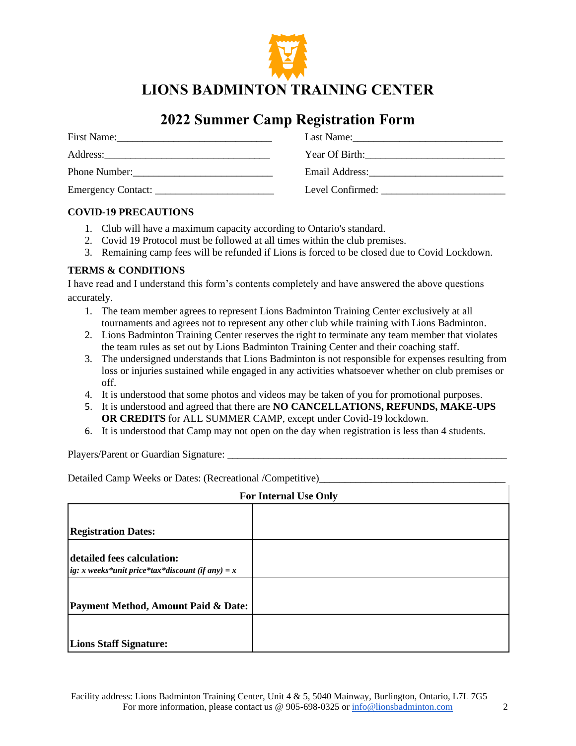# LIONS BADMINTON TRAINING CENTER

## 2022 Summer Camp Registration Form

First Name:______________________________ Last Name:_____________________________

Address:________________________________ Year Of Birth:___________________________

Phone Number:___________________________ Email Address:__________________________

Emergency Contact: ______________________ Level Confirmed: _______________________

**COVID-19 PRECAUTIONS**

1. Club will have a maximum capacity according to Ontario's standard.
2. Covid 19 Protocol must be followed at all times within the club premises.
3. Remaining camp fees will be refunded if Lions is forced to be closed due to Covid Lockdown.

**TERMS & CONDITIONS**

I have read and I understand this form's contents completely and have answered the above questions accurately.

1. The team member agrees to represent Lions Badminton Training Center exclusively at all tournaments and agrees not to represent any other club while training with Lions Badminton.
2. Lions Badminton Training Center reserves the right to terminate any team member that violates the team rules as set out by Lions Badminton Training Center and their coaching staff.
3. The undersigned understands that Lions Badminton is not responsible for expenses resulting from loss or injuries sustained while engaged in any activities whatsoever whether on club premises or off.
4. It is understood that some photos and videos may be taken of you for promotional purposes.
5. It is understood and agreed that there are **NO CANCELLATIONS, REFUNDS, MAKE-UPS OR CREDITS** for ALL SUMMER CAMP, except under Covid-19 lockdown.
6. It is understood that Camp may not open on the day when registration is less than 4 students.

Players/Parent or Guardian Signature: _______________________________________________________

Detailed Camp Weeks or Dates: (Recreational /Competitive)___________________________________

**For Internal Use Only**

| | |
|---|---|
| **Registration Dates:** | |
| **detailed fees calculation:** *ig: x weeks*unit price*tax*discount (if any) = x* | |
| **Payment Method, Amount Paid & Date:** | |
| **Lions Staff Signature:** | |

Facility address: Lions Badminton Training Center, Unit 4 & 5, 5040 Mainway, Burlington, Ontario, L7L 7G5
For more information, please contact us @ 905-698-0325 or info@lionsbadminton.com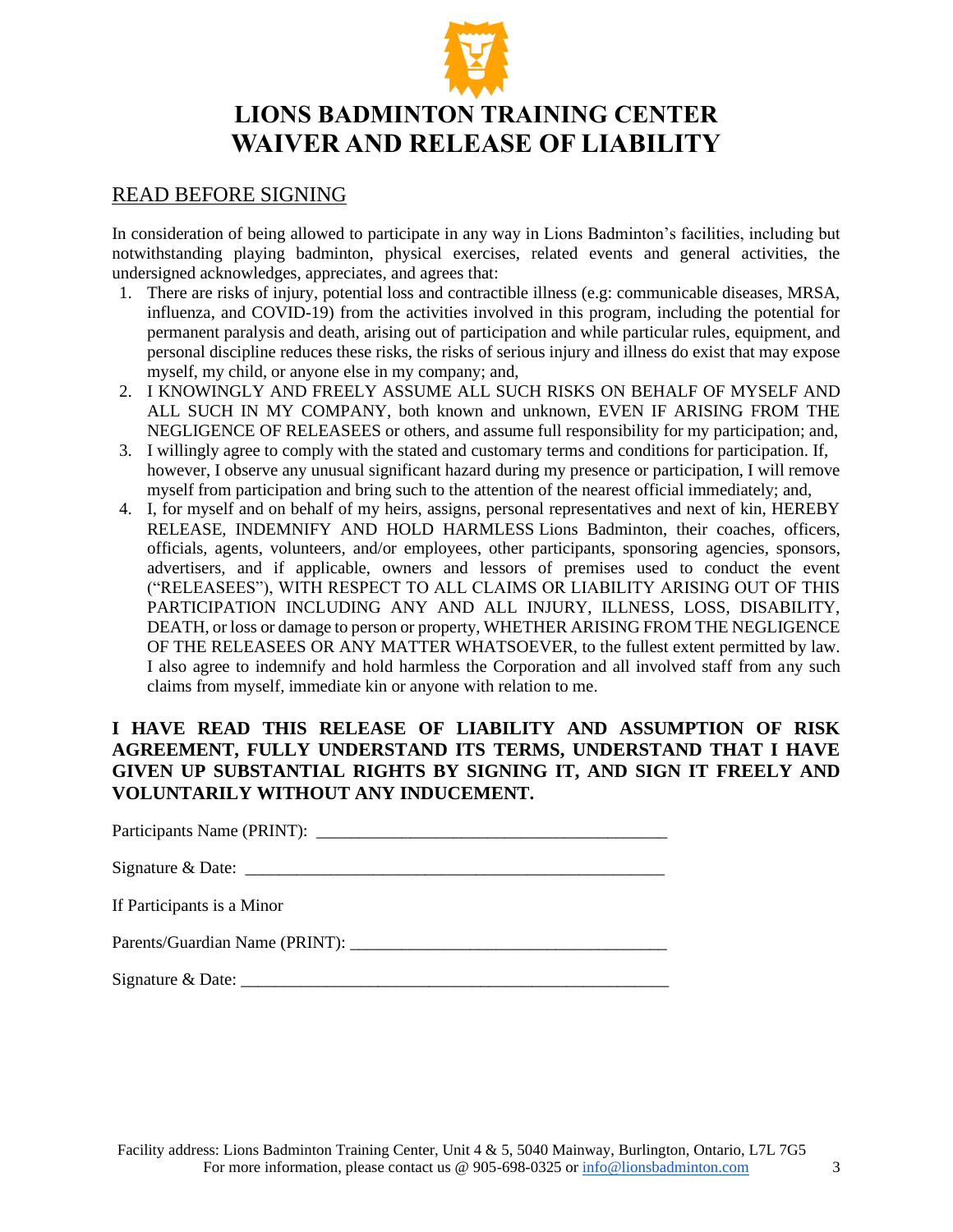# LIONS BADMINTON TRAINING CENTER
# WAIVER AND RELEASE OF LIABILITY

## READ BEFORE SIGNING

In consideration of being allowed to participate in any way in Lions Badminton's facilities, including but notwithstanding playing badminton, physical exercises, related events and general activities, the undersigned acknowledges, appreciates, and agrees that:

1. There are risks of injury, potential loss and contractible illness (e.g: communicable diseases, MRSA, influenza, and COVID-19) from the activities involved in this program, including the potential for permanent paralysis and death, arising out of participation and while particular rules, equipment, and personal discipline reduces these risks, the risks of serious injury and illness do exist that may expose myself, my child, or anyone else in my company; and,
2. I KNOWINGLY AND FREELY ASSUME ALL SUCH RISKS ON BEHALF OF MYSELF AND ALL SUCH IN MY COMPANY, both known and unknown, EVEN IF ARISING FROM THE NEGLIGENCE OF RELEASEES or others, and assume full responsibility for my participation; and,
3. I willingly agree to comply with the stated and customary terms and conditions for participation. If, however, I observe any unusual significant hazard during my presence or participation, I will remove myself from participation and bring such to the attention of the nearest official immediately; and,
4. I, for myself and on behalf of my heirs, assigns, personal representatives and next of kin, HEREBY RELEASE, INDEMNIFY AND HOLD HARMLESS Lions Badminton, their coaches, officers, officials, agents, volunteers, and/or employees, other participants, sponsoring agencies, sponsors, advertisers, and if applicable, owners and lessors of premises used to conduct the event ("RELEASEES"), WITH RESPECT TO ALL CLAIMS OR LIABILITY ARISING OUT OF THIS PARTICIPATION INCLUDING ANY AND ALL INJURY, ILLNESS, LOSS, DISABILITY, DEATH, or loss or damage to person or property, WHETHER ARISING FROM THE NEGLIGENCE OF THE RELEASEES OR ANY MATTER WHATSOEVER, to the fullest extent permitted by law. I also agree to indemnify and hold harmless the Corporation and all involved staff from any such claims from myself, immediate kin or anyone with relation to me.

**I HAVE READ THIS RELEASE OF LIABILITY AND ASSUMPTION OF RISK AGREEMENT, FULLY UNDERSTAND ITS TERMS, UNDERSTAND THAT I HAVE GIVEN UP SUBSTANTIAL RIGHTS BY SIGNING IT, AND SIGN IT FREELY AND VOLUNTARILY WITHOUT ANY INDUCEMENT.**

Participants Name (PRINT): ________________________________________

Signature & Date: ________________________________________________

If Participants is a Minor

Parents/Guardian Name (PRINT): ____________________________________

Signature & Date: ________________________________________________

Facility address: Lions Badminton Training Center, Unit 4 & 5, 5040 Mainway, Burlington, Ontario, L7L 7G5
For more information, please contact us @ 905-698-0325 or info@lionsbadminton.com